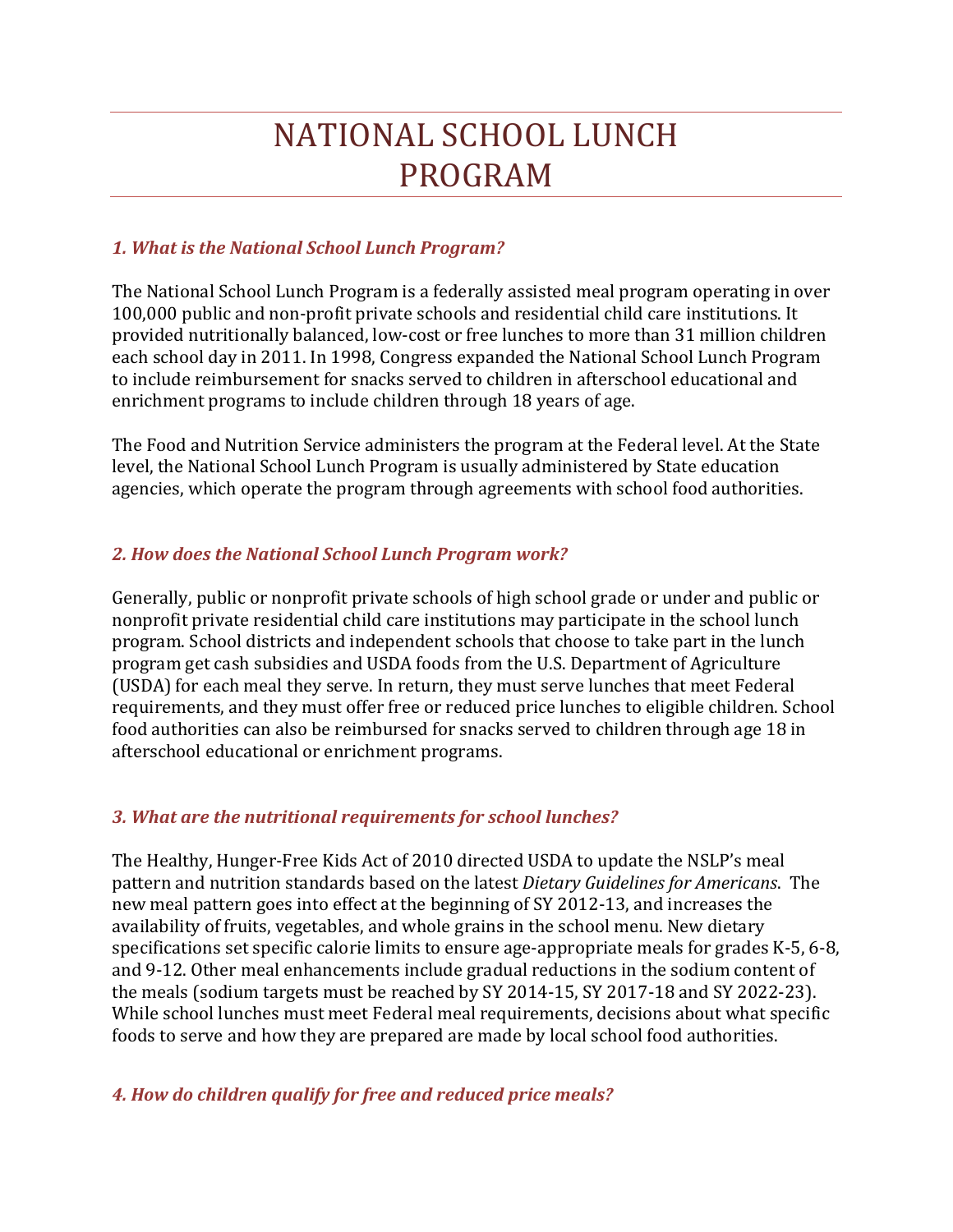# NATIONAL SCHOOL LUNCH PROGRAM

### *1. What is the National School Lunch Program?*

The National School Lunch Program is a federally assisted meal program operating in over 100,000 public and non-profit private schools and residential child care institutions. It provided nutritionally balanced, low-cost or free lunches to more than 31 million children each school day in 2011. In 1998, Congress expanded the National School Lunch Program to include reimbursement for snacks served to children in afterschool educational and enrichment programs to include children through 18 years of age.

The Food and Nutrition Service administers the program at the Federal level. At the State level, the National School Lunch Program is usually administered by State education agencies, which operate the program through agreements with school food authorities.

### *2. How does the National School Lunch Program work?*

Generally, public or nonprofit private schools of high school grade or under and public or nonprofit private residential child care institutions may participate in the school lunch program. School districts and independent schools that choose to take part in the lunch program get cash subsidies and USDA foods from the U.S. Department of Agriculture (USDA) for each meal they serve. In return, they must serve lunches that meet Federal requirements, and they must offer free or reduced price lunches to eligible children. School food authorities can also be reimbursed for snacks served to children through age 18 in afterschool educational or enrichment programs.

### *3. What are the nutritional requirements for school lunches?*

The Healthy, Hunger-Free Kids Act of 2010 directed USDA to update the NSLP's meal pattern and nutrition standards based on the latest *Dietary Guidelines for Americans*. The new meal pattern goes into effect at the beginning of SY 2012-13, and increases the availability of fruits, vegetables, and whole grains in the school menu. New dietary specifications set specific calorie limits to ensure age-appropriate meals for grades K-5, 6-8, and 9-12. Other meal enhancements include gradual reductions in the sodium content of the meals (sodium targets must be reached by SY 2014-15, SY 2017-18 and SY 2022-23). While school lunches must meet Federal meal requirements, decisions about what specific foods to serve and how they are prepared are made by local school food authorities.

### *4. How do children qualify for free and reduced price meals?*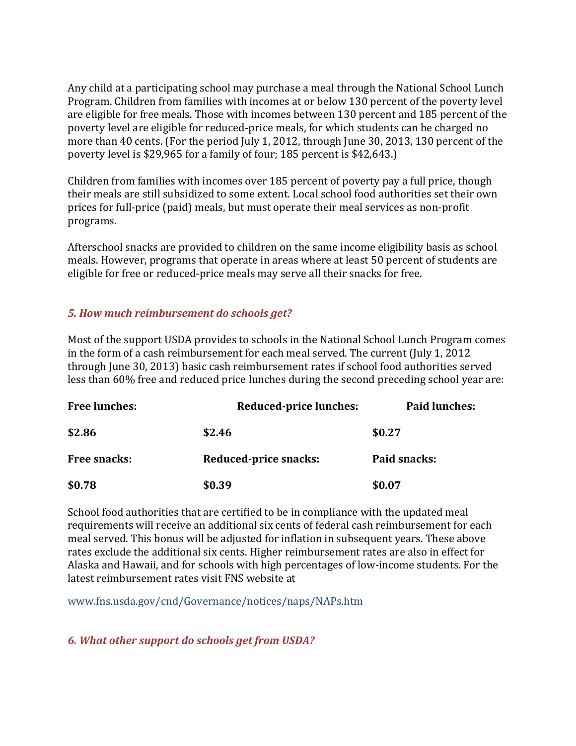Any child at a participating school may purchase a meal through the National School Lunch Program. Children from families with incomes at or below 130 percent of the poverty level are eligible for free meals. Those with incomes between 130 percent and 185 percent of the poverty level are eligible for reduced-price meals, for which students can be charged no more than 40 cents. (For the period July 1, 2012, through June 30, 2013, 130 percent of the poverty level is $29,965 for a family of four; 185 percent is $42,643.)

Children from families with incomes over 185 percent of poverty pay a full price, though their meals are still subsidized to some extent. Local school food authorities set their own prices for full-price (paid) meals, but must operate their meal services as non-profit programs.

Afterschool snacks are provided to children on the same income eligibility basis as school meals. However, programs that operate in areas where at least 50 percent of students are eligible for free or reduced-price meals may serve all their snacks for free.

### *5. How much reimbursement do schools get?*

Most of the support USDA provides to schools in the National School Lunch Program comes in the form of a cash reimbursement for each meal served. The current (July 1, 2012 through June 30, 2013) basic cash reimbursement rates if school food authorities served less than 60% free and reduced price lunches during the second preceding school year are:

| **Free lunches:** | **Reduced-price lunches:** | **Paid lunches:** |
|---|---|---|
| **$2.86** | **$2.46** | **$0.27** |
| **Free snacks:** | **Reduced-price snacks:** | **Paid snacks:** |
| **$0.78** | **$0.39** | **$0.07** |

School food authorities that are certified to be in compliance with the updated meal requirements will receive an additional six cents of federal cash reimbursement for each meal served. This bonus will be adjusted for inflation in subsequent years. These above rates exclude the additional six cents. Higher reimbursement rates are also in effect for Alaska and Hawaii, and for schools with high percentages of low-income students. For the latest reimbursement rates visit FNS website at

www.fns.usda.gov/cnd/Governance/notices/naps/NAPs.htm

### *6. What other support do schools get from USDA?*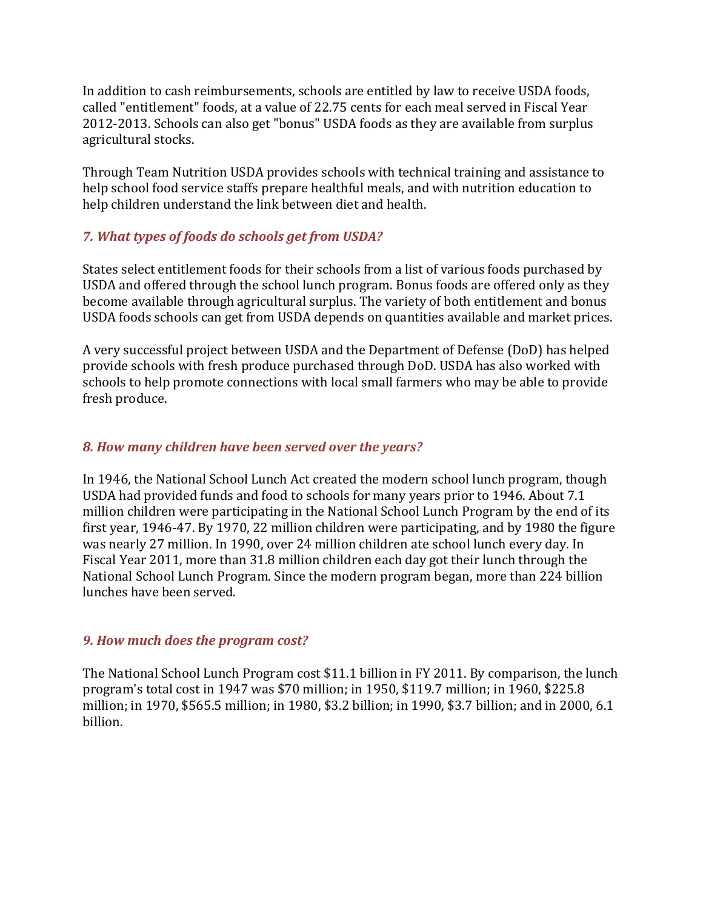In addition to cash reimbursements, schools are entitled by law to receive USDA foods, called "entitlement" foods, at a value of 22.75 cents for each meal served in Fiscal Year 2012-2013. Schools can also get "bonus" USDA foods as they are available from surplus agricultural stocks.

Through Team Nutrition USDA provides schools with technical training and assistance to help school food service staffs prepare healthful meals, and with nutrition education to help children understand the link between diet and health.

### *7. What types of foods do schools get from USDA?*

States select entitlement foods for their schools from a list of various foods purchased by USDA and offered through the school lunch program. Bonus foods are offered only as they become available through agricultural surplus. The variety of both entitlement and bonus USDA foods schools can get from USDA depends on quantities available and market prices.

A very successful project between USDA and the Department of Defense (DoD) has helped provide schools with fresh produce purchased through DoD. USDA has also worked with schools to help promote connections with local small farmers who may be able to provide fresh produce.

### *8. How many children have been served over the years?*

In 1946, the National School Lunch Act created the modern school lunch program, though USDA had provided funds and food to schools for many years prior to 1946. About 7.1 million children were participating in the National School Lunch Program by the end of its first year, 1946-47. By 1970, 22 million children were participating, and by 1980 the figure was nearly 27 million. In 1990, over 24 million children ate school lunch every day. In Fiscal Year 2011, more than 31.8 million children each day got their lunch through the National School Lunch Program. Since the modern program began, more than 224 billion lunches have been served.

### *9. How much does the program cost?*

The National School Lunch Program cost $11.1 billion in FY 2011. By comparison, the lunch program's total cost in 1947 was $70 million; in 1950, $119.7 million; in 1960, $225.8 million; in 1970, $565.5 million; in 1980, $3.2 billion; in 1990, $3.7 billion; and in 2000, 6.1 billion.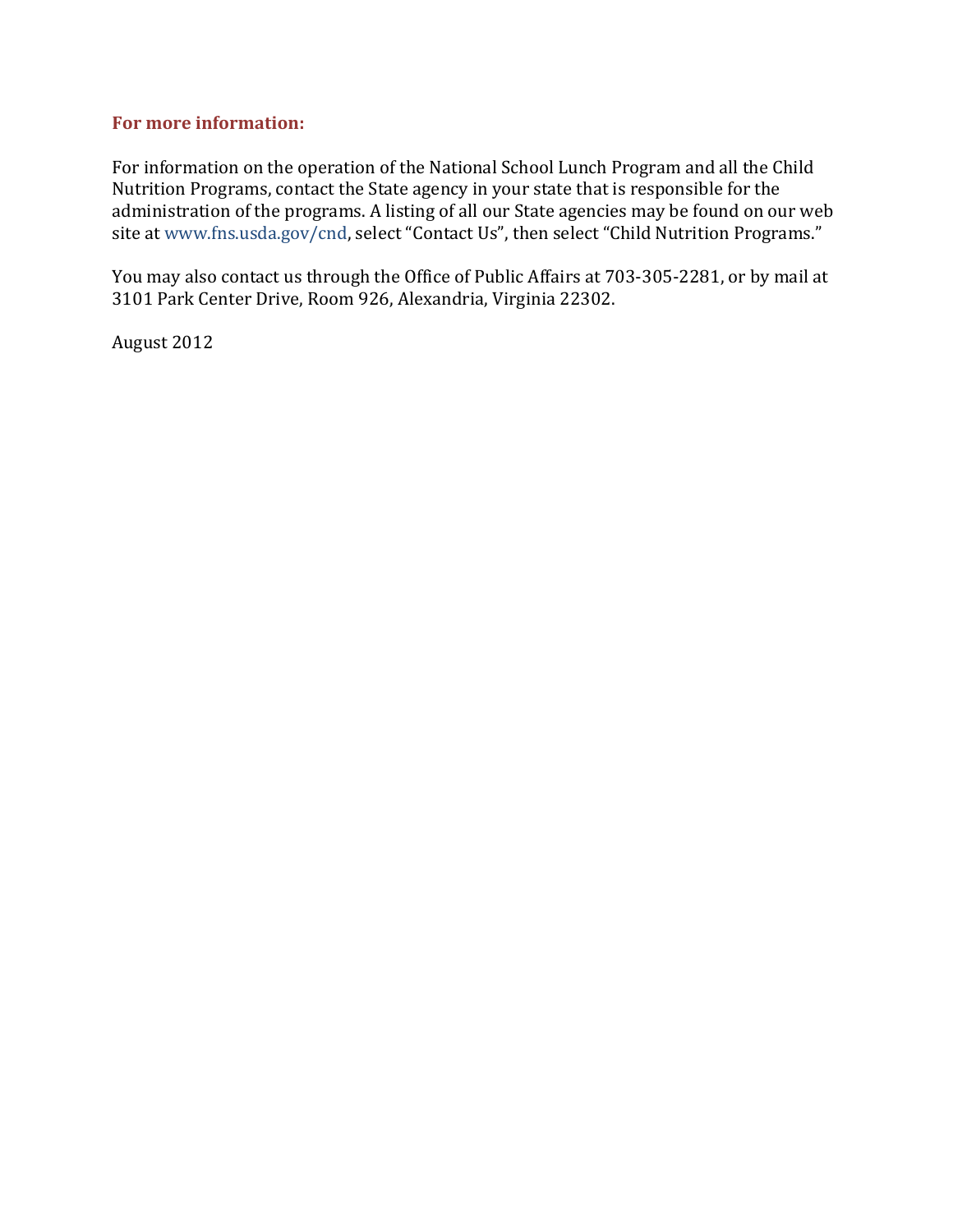**For more information:**

For information on the operation of the National School Lunch Program and all the Child Nutrition Programs, contact the State agency in your state that is responsible for the administration of the programs. A listing of all our State agencies may be found on our web site at www.fns.usda.gov/cnd, select "Contact Us", then select "Child Nutrition Programs."

You may also contact us through the Office of Public Affairs at 703-305-2281, or by mail at 3101 Park Center Drive, Room 926, Alexandria, Virginia 22302.

August 2012